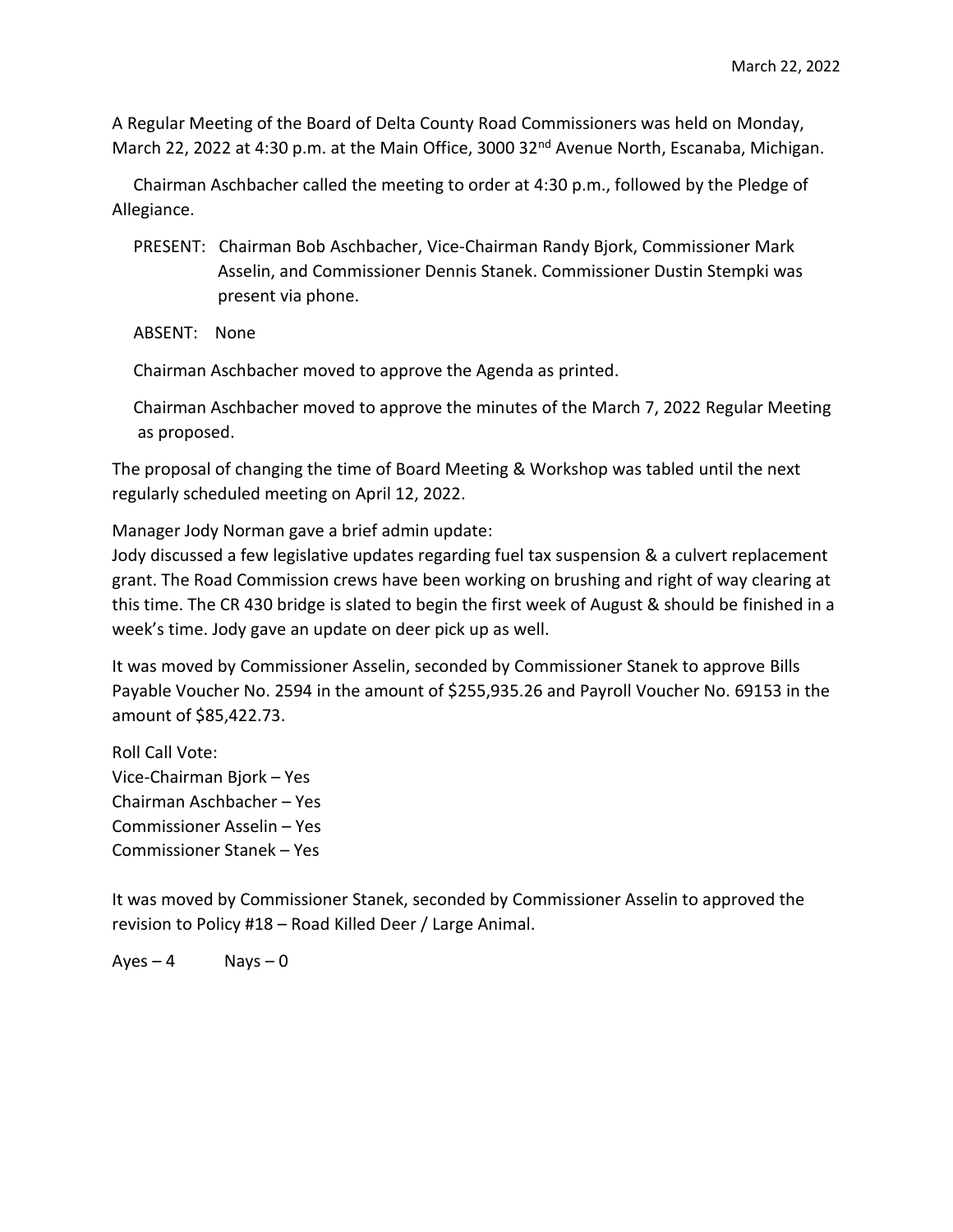March 22, 2022

A Regular Meeting of the Board of Delta County Road Commissioners was held on Monday, March 22, 2022 at 4:30 p.m. at the Main Office, 3000 32nd Avenue North, Escanaba, Michigan.

Chairman Aschbacher called the meeting to order at 4:30 p.m., followed by the Pledge of Allegiance.

PRESENT: Chairman Bob Aschbacher, Vice-Chairman Randy Bjork, Commissioner Mark Asselin, and Commissioner Dennis Stanek. Commissioner Dustin Stempki was present via phone.

ABSENT: None

Chairman Aschbacher moved to approve the Agenda as printed.

Chairman Aschbacher moved to approve the minutes of the March 7, 2022 Regular Meeting as proposed.

The proposal of changing the time of Board Meeting & Workshop was tabled until the next regularly scheduled meeting on April 12, 2022.

Manager Jody Norman gave a brief admin update:
Jody discussed a few legislative updates regarding fuel tax suspension & a culvert replacement grant. The Road Commission crews have been working on brushing and right of way clearing at this time. The CR 430 bridge is slated to begin the first week of August & should be finished in a week's time. Jody gave an update on deer pick up as well.

It was moved by Commissioner Asselin, seconded by Commissioner Stanek to approve Bills Payable Voucher No. 2594 in the amount of $255,935.26 and Payroll Voucher No. 69153 in the amount of $85,422.73.

Roll Call Vote:
Vice-Chairman Bjork – Yes
Chairman Aschbacher – Yes
Commissioner Asselin – Yes
Commissioner Stanek – Yes

It was moved by Commissioner Stanek, seconded by Commissioner Asselin to approved the revision to Policy #18 – Road Killed Deer / Large Animal.

Ayes – 4 Nays – 0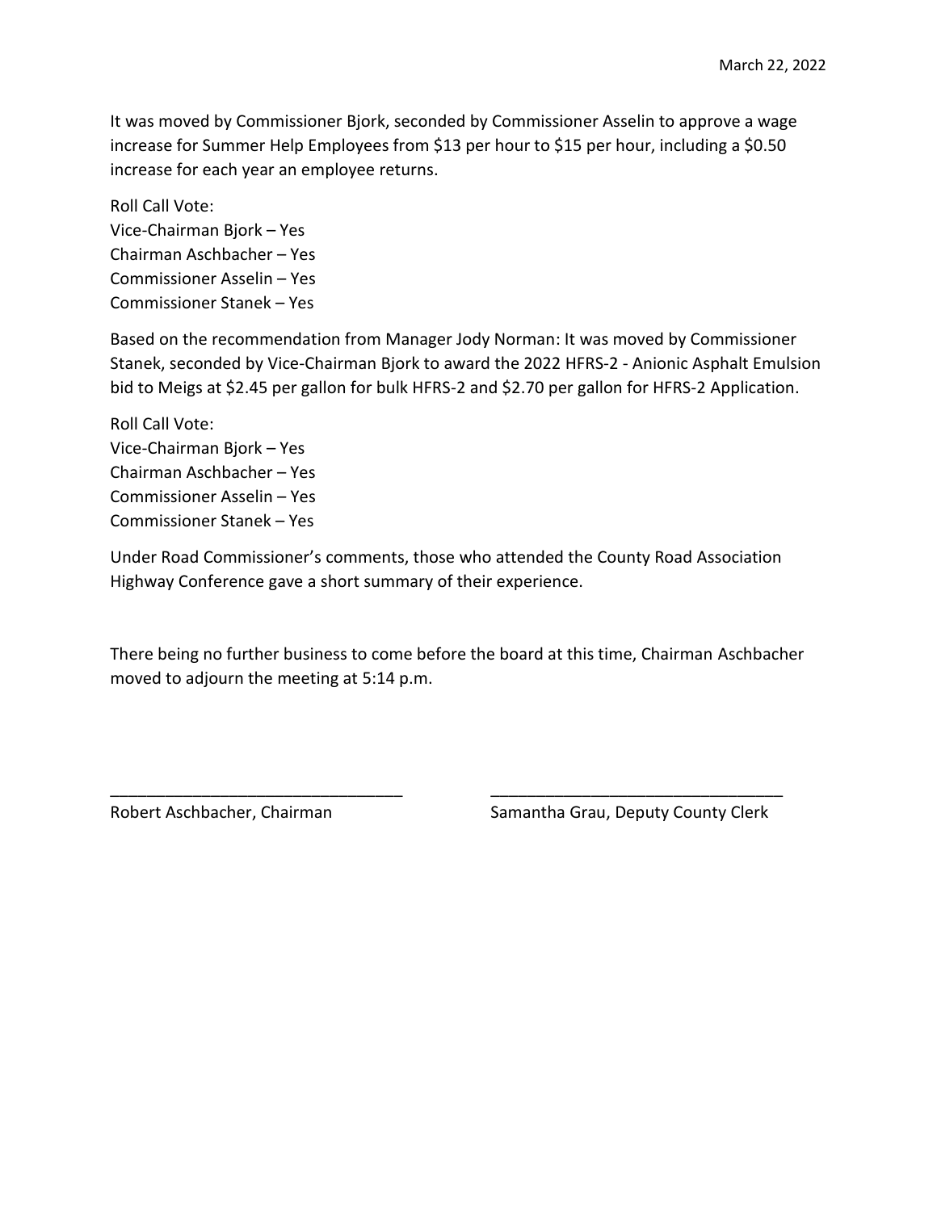March 22, 2022

It was moved by Commissioner Bjork, seconded by Commissioner Asselin to approve a wage increase for Summer Help Employees from $13 per hour to $15 per hour, including a $0.50 increase for each year an employee returns.

Roll Call Vote:
Vice-Chairman Bjork – Yes
Chairman Aschbacher – Yes
Commissioner Asselin – Yes
Commissioner Stanek – Yes

Based on the recommendation from Manager Jody Norman: It was moved by Commissioner Stanek, seconded by Vice-Chairman Bjork to award the 2022 HFRS-2 - Anionic Asphalt Emulsion bid to Meigs at $2.45 per gallon for bulk HFRS-2 and $2.70 per gallon for HFRS-2 Application.

Roll Call Vote:
Vice-Chairman Bjork – Yes
Chairman Aschbacher – Yes
Commissioner Asselin – Yes
Commissioner Stanek – Yes

Under Road Commissioner's comments, those who attended the County Road Association Highway Conference gave a short summary of their experience.

There being no further business to come before the board at this time, Chairman Aschbacher moved to adjourn the meeting at 5:14 p.m.

_______________________________ _______________________________

Robert Aschbacher, Chairman Samantha Grau, Deputy County Clerk